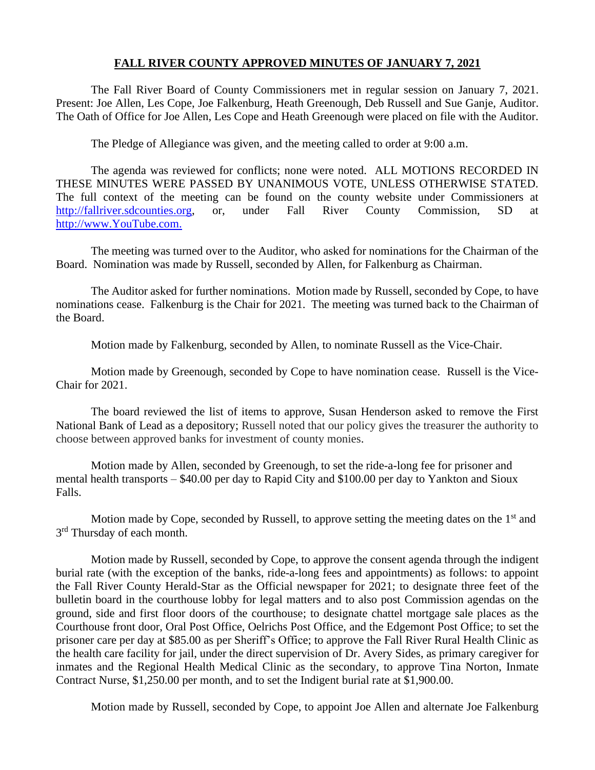# FALL RIVER COUNTY APPROVED MINUTES OF JANUARY 7, 2021

The Fall River Board of County Commissioners met in regular session on January 7, 2021. Present: Joe Allen, Les Cope, Joe Falkenburg, Heath Greenough, Deb Russell and Sue Ganje, Auditor. The Oath of Office for Joe Allen, Les Cope and Heath Greenough were placed on file with the Auditor.

The Pledge of Allegiance was given, and the meeting called to order at 9:00 a.m.

The agenda was reviewed for conflicts; none were noted. ALL MOTIONS RECORDED IN THESE MINUTES WERE PASSED BY UNANIMOUS VOTE, UNLESS OTHERWISE STATED. The full context of the meeting can be found on the county website under Commissioners at http://fallriver.sdcounties.org, or, under Fall River County Commission, SD at http://www.YouTube.com.

The meeting was turned over to the Auditor, who asked for nominations for the Chairman of the Board. Nomination was made by Russell, seconded by Allen, for Falkenburg as Chairman.

The Auditor asked for further nominations. Motion made by Russell, seconded by Cope, to have nominations cease. Falkenburg is the Chair for 2021. The meeting was turned back to the Chairman of the Board.

Motion made by Falkenburg, seconded by Allen, to nominate Russell as the Vice-Chair.

Motion made by Greenough, seconded by Cope to have nomination cease. Russell is the Vice-Chair for 2021.

The board reviewed the list of items to approve, Susan Henderson asked to remove the First National Bank of Lead as a depository; Russell noted that our policy gives the treasurer the authority to choose between approved banks for investment of county monies.

Motion made by Allen, seconded by Greenough, to set the ride-a-long fee for prisoner and mental health transports – $40.00 per day to Rapid City and $100.00 per day to Yankton and Sioux Falls.

Motion made by Cope, seconded by Russell, to approve setting the meeting dates on the 1st and 3rd Thursday of each month.

Motion made by Russell, seconded by Cope, to approve the consent agenda through the indigent burial rate (with the exception of the banks, ride-a-long fees and appointments) as follows: to appoint the Fall River County Herald-Star as the Official newspaper for 2021; to designate three feet of the bulletin board in the courthouse lobby for legal matters and to also post Commission agendas on the ground, side and first floor doors of the courthouse; to designate chattel mortgage sale places as the Courthouse front door, Oral Post Office, Oelrichs Post Office, and the Edgemont Post Office; to set the prisoner care per day at $85.00 as per Sheriff's Office; to approve the Fall River Rural Health Clinic as the health care facility for jail, under the direct supervision of Dr. Avery Sides, as primary caregiver for inmates and the Regional Health Medical Clinic as the secondary, to approve Tina Norton, Inmate Contract Nurse, $1,250.00 per month, and to set the Indigent burial rate at $1,900.00.

Motion made by Russell, seconded by Cope, to appoint Joe Allen and alternate Joe Falkenburg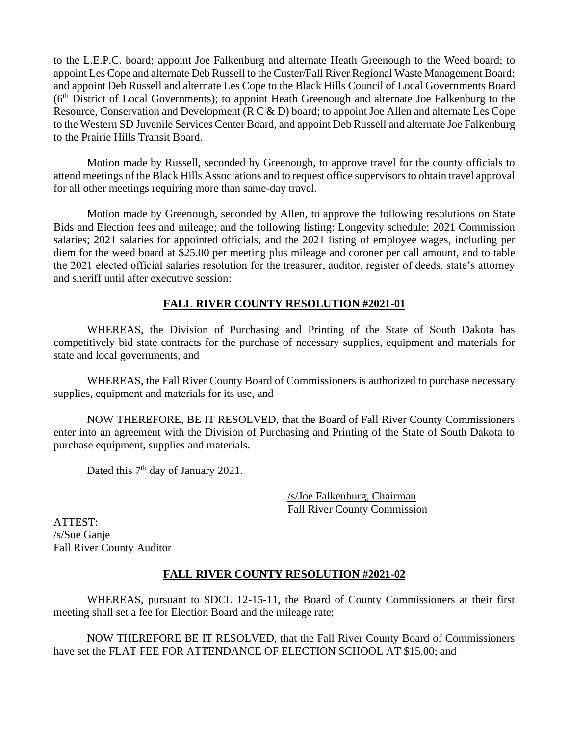to the L.E.P.C. board; appoint Joe Falkenburg and alternate Heath Greenough to the Weed board; to appoint Les Cope and alternate Deb Russell to the Custer/Fall River Regional Waste Management Board; and appoint Deb Russell and alternate Les Cope to the Black Hills Council of Local Governments Board (6th District of Local Governments); to appoint Heath Greenough and alternate Joe Falkenburg to the Resource, Conservation and Development (R C & D) board; to appoint Joe Allen and alternate Les Cope to the Western SD Juvenile Services Center Board, and appoint Deb Russell and alternate Joe Falkenburg to the Prairie Hills Transit Board.

Motion made by Russell, seconded by Greenough, to approve travel for the county officials to attend meetings of the Black Hills Associations and to request office supervisors to obtain travel approval for all other meetings requiring more than same-day travel.

Motion made by Greenough, seconded by Allen, to approve the following resolutions on State Bids and Election fees and mileage; and the following listing: Longevity schedule; 2021 Commission salaries; 2021 salaries for appointed officials, and the 2021 listing of employee wages, including per diem for the weed board at $25.00 per meeting plus mileage and coroner per call amount, and to table the 2021 elected official salaries resolution for the treasurer, auditor, register of deeds, state's attorney and sheriff until after executive session:

**FALL RIVER COUNTY RESOLUTION #2021-01**

WHEREAS, the Division of Purchasing and Printing of the State of South Dakota has competitively bid state contracts for the purchase of necessary supplies, equipment and materials for state and local governments, and

WHEREAS, the Fall River County Board of Commissioners is authorized to purchase necessary supplies, equipment and materials for its use, and

NOW THEREFORE, BE IT RESOLVED, that the Board of Fall River County Commissioners enter into an agreement with the Division of Purchasing and Printing of the State of South Dakota to purchase equipment, supplies and materials.

Dated this 7th day of January 2021.

/s/Joe Falkenburg, Chairman
Fall River County Commission

ATTEST:
/s/Sue Ganje
Fall River County Auditor

**FALL RIVER COUNTY RESOLUTION #2021-02**

WHEREAS, pursuant to SDCL 12-15-11, the Board of County Commissioners at their first meeting shall set a fee for Election Board and the mileage rate;

NOW THEREFORE BE IT RESOLVED, that the Fall River County Board of Commissioners have set the FLAT FEE FOR ATTENDANCE OF ELECTION SCHOOL AT $15.00; and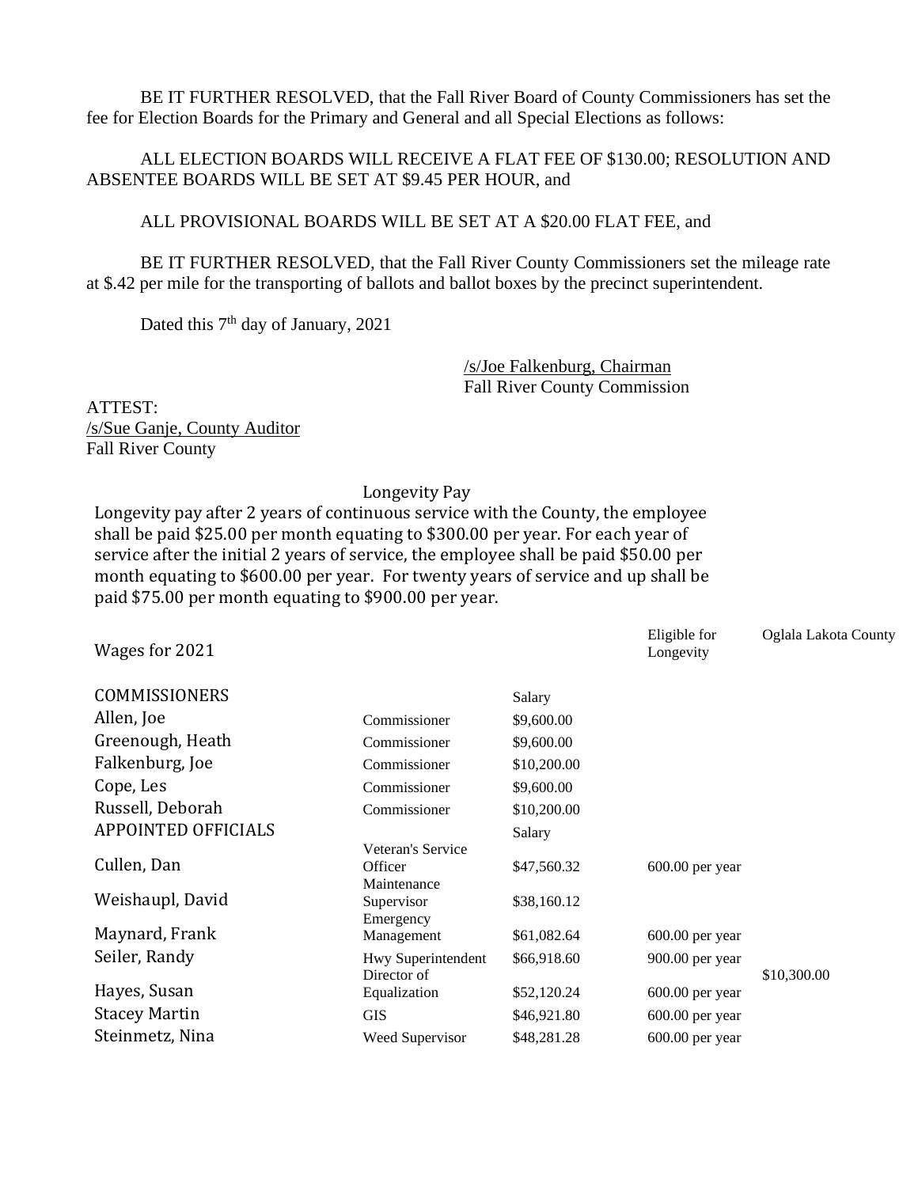BE IT FURTHER RESOLVED, that the Fall River Board of County Commissioners has set the fee for Election Boards for the Primary and General and all Special Elections as follows:

ALL ELECTION BOARDS WILL RECEIVE A FLAT FEE OF $130.00; RESOLUTION AND ABSENTEE BOARDS WILL BE SET AT $9.45 PER HOUR, and

ALL PROVISIONAL BOARDS WILL BE SET AT A $20.00 FLAT FEE, and

BE IT FURTHER RESOLVED, that the Fall River County Commissioners set the mileage rate at $.42 per mile for the transporting of ballots and ballot boxes by the precinct superintendent.

Dated this 7th day of January, 2021

/s/Joe Falkenburg, Chairman
Fall River County Commission

ATTEST:
/s/Sue Ganje, County Auditor
Fall River County

Longevity Pay

Longevity pay after 2 years of continuous service with the County, the employee shall be paid $25.00 per month equating to $300.00 per year. For each year of service after the initial 2 years of service, the employee shall be paid $50.00 per month equating to $600.00 per year. For twenty years of service and up shall be paid $75.00 per month equating to $900.00 per year.

| Wages for 2021 | | | Eligible for Longevity | Oglala Lakota County |
|---|---|---|---|---|
| COMMISSIONERS | | Salary | | |
| Allen, Joe | Commissioner | $9,600.00 | | |
| Greenough, Heath | Commissioner | $9,600.00 | | |
| Falkenburg, Joe | Commissioner | $10,200.00 | | |
| Cope, Les | Commissioner | $9,600.00 | | |
| Russell, Deborah | Commissioner | $10,200.00 | | |
| APPOINTED OFFICIALS | | Salary | | |
| Cullen, Dan | Veteran's Service Officer | $47,560.32 | 600.00 per year | |
| Weishaupl, David | Maintenance Supervisor | $38,160.12 | | |
| Maynard, Frank | Emergency Management | $61,082.64 | 600.00 per year | |
| Seiler, Randy | Hwy Superintendent | $66,918.60 | 900.00 per year | |
| Hayes, Susan | Director of Equalization | $52,120.24 | 600.00 per year | $10,300.00 |
| Stacey Martin | GIS | $46,921.80 | 600.00 per year | |
| Steinmetz, Nina | Weed Supervisor | $48,281.28 | 600.00 per year | |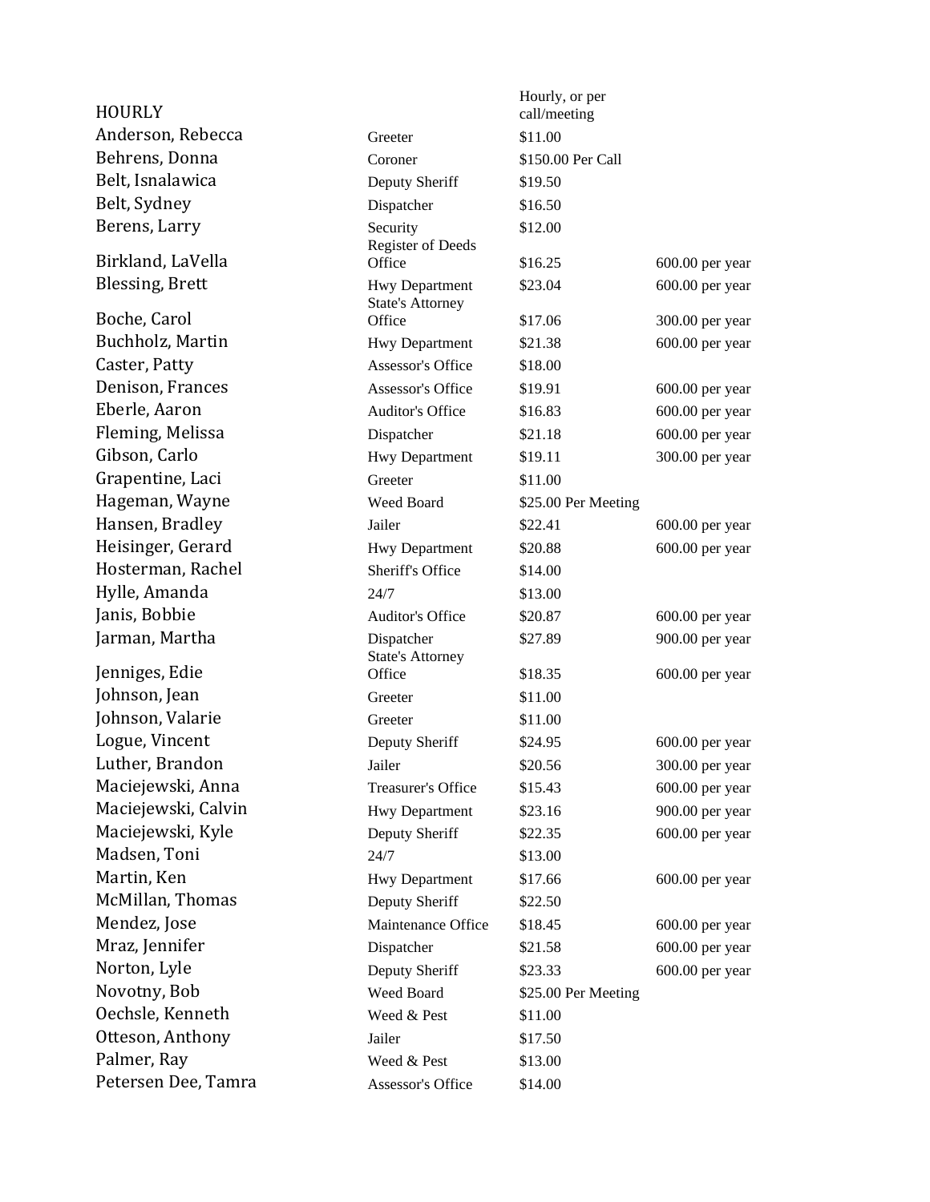| HOURLY | | Hourly, or per call/meeting | |
|---|---|---|---|
| Anderson, Rebecca | Greeter | $11.00 | |
| Behrens, Donna | Coroner | $150.00 Per Call | |
| Belt, Isnalawica | Deputy Sheriff | $19.50 | |
| Belt, Sydney | Dispatcher | $16.50 | |
| Berens, Larry | Security | $12.00 | |
| Birkland, LaVella | Register of Deeds Office | $16.25 | 600.00 per year |
| Blessing, Brett | Hwy Department | $23.04 | 600.00 per year |
| Boche, Carol | State's Attorney Office | $17.06 | 300.00 per year |
| Buchholz, Martin | Hwy Department | $21.38 | 600.00 per year |
| Caster, Patty | Assessor's Office | $18.00 | |
| Denison, Frances | Assessor's Office | $19.91 | 600.00 per year |
| Eberle, Aaron | Auditor's Office | $16.83 | 600.00 per year |
| Fleming, Melissa | Dispatcher | $21.18 | 600.00 per year |
| Gibson, Carlo | Hwy Department | $19.11 | 300.00 per year |
| Grapentine, Laci | Greeter | $11.00 | |
| Hageman, Wayne | Weed Board | $25.00 Per Meeting | |
| Hansen, Bradley | Jailer | $22.41 | 600.00 per year |
| Heisinger, Gerard | Hwy Department | $20.88 | 600.00 per year |
| Hosterman, Rachel | Sheriff's Office | $14.00 | |
| Hylle, Amanda | 24/7 | $13.00 | |
| Janis, Bobbie | Auditor's Office | $20.87 | 600.00 per year |
| Jarman, Martha | Dispatcher | $27.89 | 900.00 per year |
| Jenniges, Edie | State's Attorney Office | $18.35 | 600.00 per year |
| Johnson, Jean | Greeter | $11.00 | |
| Johnson, Valarie | Greeter | $11.00 | |
| Logue, Vincent | Deputy Sheriff | $24.95 | 600.00 per year |
| Luther, Brandon | Jailer | $20.56 | 300.00 per year |
| Maciejewski, Anna | Treasurer's Office | $15.43 | 600.00 per year |
| Maciejewski, Calvin | Hwy Department | $23.16 | 900.00 per year |
| Maciejewski, Kyle | Deputy Sheriff | $22.35 | 600.00 per year |
| Madsen, Toni | 24/7 | $13.00 | |
| Martin, Ken | Hwy Department | $17.66 | 600.00 per year |
| McMillan, Thomas | Deputy Sheriff | $22.50 | |
| Mendez, Jose | Maintenance Office | $18.45 | 600.00 per year |
| Mraz, Jennifer | Dispatcher | $21.58 | 600.00 per year |
| Norton, Lyle | Deputy Sheriff | $23.33 | 600.00 per year |
| Novotny, Bob | Weed Board | $25.00 Per Meeting | |
| Oechsle, Kenneth | Weed & Pest | $11.00 | |
| Otteson, Anthony | Jailer | $17.50 | |
| Palmer, Ray | Weed & Pest | $13.00 | |
| Petersen Dee, Tamra | Assessor's Office | $14.00 | |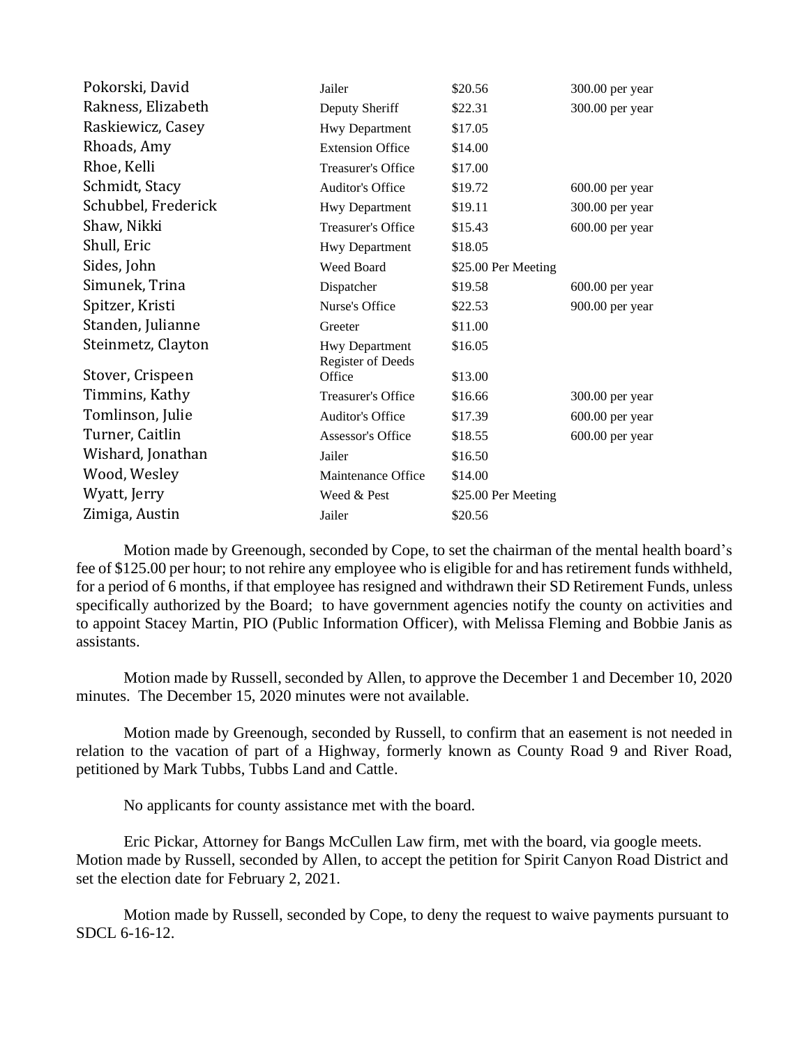| | | | |
|---|---|---|---|
| Pokorski, David | Jailer | $20.56 | 300.00 per year |
| Rakness, Elizabeth | Deputy Sheriff | $22.31 | 300.00 per year |
| Raskiewicz, Casey | Hwy Department | $17.05 | |
| Rhoads, Amy | Extension Office | $14.00 | |
| Rhoe, Kelli | Treasurer's Office | $17.00 | |
| Schmidt, Stacy | Auditor's Office | $19.72 | 600.00 per year |
| Schubbel, Frederick | Hwy Department | $19.11 | 300.00 per year |
| Shaw, Nikki | Treasurer's Office | $15.43 | 600.00 per year |
| Shull, Eric | Hwy Department | $18.05 | |
| Sides, John | Weed Board | $25.00 Per Meeting | |
| Simunek, Trina | Dispatcher | $19.58 | 600.00 per year |
| Spitzer, Kristi | Nurse's Office | $22.53 | 900.00 per year |
| Standen, Julianne | Greeter | $11.00 | |
| Steinmetz, Clayton | Hwy Department | $16.05 | |
| Stover, Crispeen | Register of Deeds Office | $13.00 | |
| Timmins, Kathy | Treasurer's Office | $16.66 | 300.00 per year |
| Tomlinson, Julie | Auditor's Office | $17.39 | 600.00 per year |
| Turner, Caitlin | Assessor's Office | $18.55 | 600.00 per year |
| Wishard, Jonathan | Jailer | $16.50 | |
| Wood, Wesley | Maintenance Office | $14.00 | |
| Wyatt, Jerry | Weed & Pest | $25.00 Per Meeting | |
| Zimiga, Austin | Jailer | $20.56 | |

Motion made by Greenough, seconded by Cope, to set the chairman of the mental health board's fee of $125.00 per hour; to not rehire any employee who is eligible for and has retirement funds withheld, for a period of 6 months, if that employee has resigned and withdrawn their SD Retirement Funds, unless specifically authorized by the Board; to have government agencies notify the county on activities and to appoint Stacey Martin, PIO (Public Information Officer), with Melissa Fleming and Bobbie Janis as assistants.

Motion made by Russell, seconded by Allen, to approve the December 1 and December 10, 2020 minutes. The December 15, 2020 minutes were not available.

Motion made by Greenough, seconded by Russell, to confirm that an easement is not needed in relation to the vacation of part of a Highway, formerly known as County Road 9 and River Road, petitioned by Mark Tubbs, Tubbs Land and Cattle.

No applicants for county assistance met with the board.

Eric Pickar, Attorney for Bangs McCullen Law firm, met with the board, via google meets. Motion made by Russell, seconded by Allen, to accept the petition for Spirit Canyon Road District and set the election date for February 2, 2021.

Motion made by Russell, seconded by Cope, to deny the request to waive payments pursuant to SDCL 6-16-12.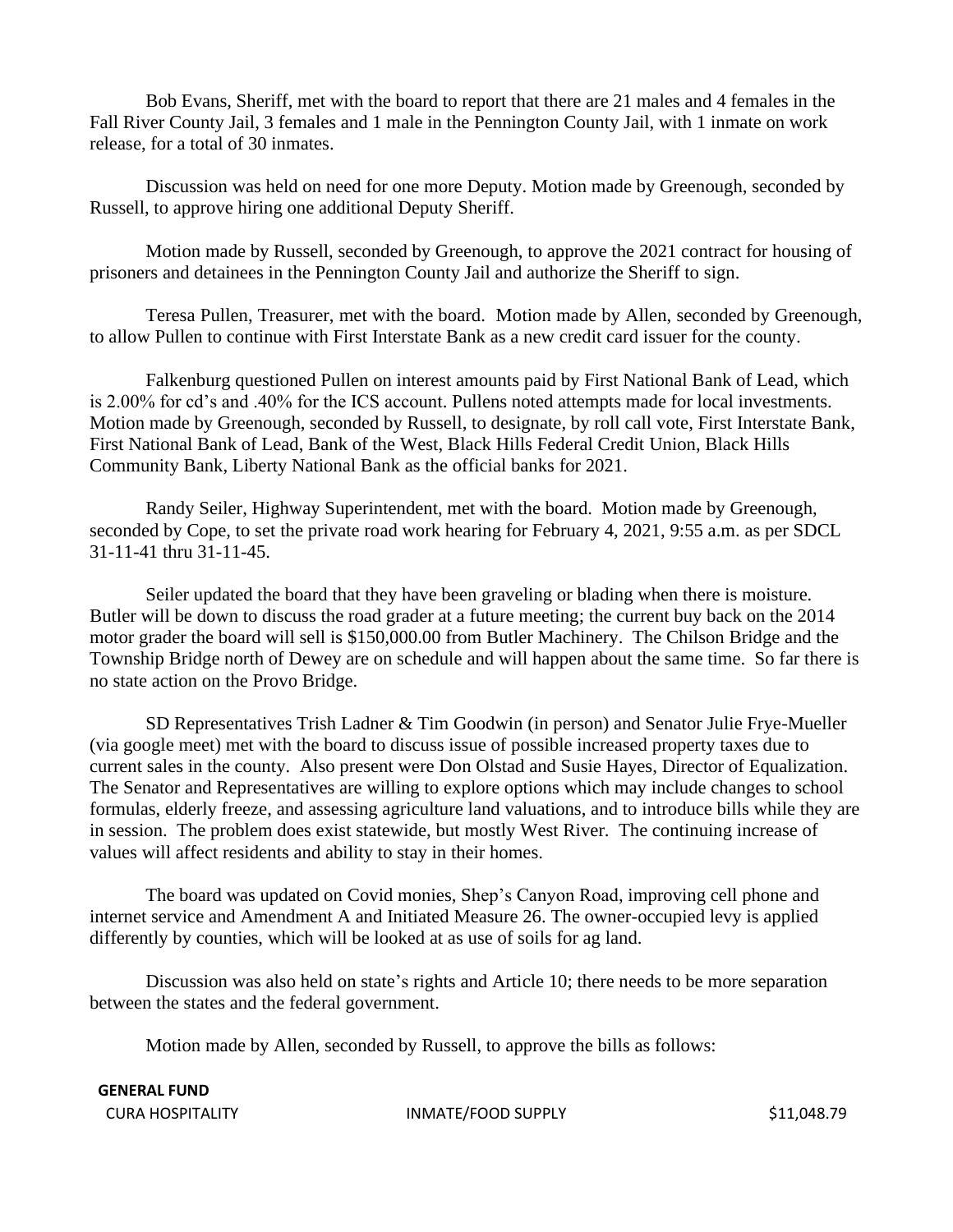Bob Evans, Sheriff, met with the board to report that there are 21 males and 4 females in the Fall River County Jail, 3 females and 1 male in the Pennington County Jail, with 1 inmate on work release, for a total of 30 inmates.

Discussion was held on need for one more Deputy. Motion made by Greenough, seconded by Russell, to approve hiring one additional Deputy Sheriff.

Motion made by Russell, seconded by Greenough, to approve the 2021 contract for housing of prisoners and detainees in the Pennington County Jail and authorize the Sheriff to sign.

Teresa Pullen, Treasurer, met with the board. Motion made by Allen, seconded by Greenough, to allow Pullen to continue with First Interstate Bank as a new credit card issuer for the county.

Falkenburg questioned Pullen on interest amounts paid by First National Bank of Lead, which is 2.00% for cd's and .40% for the ICS account. Pullens noted attempts made for local investments. Motion made by Greenough, seconded by Russell, to designate, by roll call vote, First Interstate Bank, First National Bank of Lead, Bank of the West, Black Hills Federal Credit Union, Black Hills Community Bank, Liberty National Bank as the official banks for 2021.

Randy Seiler, Highway Superintendent, met with the board. Motion made by Greenough, seconded by Cope, to set the private road work hearing for February 4, 2021, 9:55 a.m. as per SDCL 31-11-41 thru 31-11-45.

Seiler updated the board that they have been graveling or blading when there is moisture. Butler will be down to discuss the road grader at a future meeting; the current buy back on the 2014 motor grader the board will sell is $150,000.00 from Butler Machinery. The Chilson Bridge and the Township Bridge north of Dewey are on schedule and will happen about the same time. So far there is no state action on the Provo Bridge.

SD Representatives Trish Ladner & Tim Goodwin (in person) and Senator Julie Frye-Mueller (via google meet) met with the board to discuss issue of possible increased property taxes due to current sales in the county. Also present were Don Olstad and Susie Hayes, Director of Equalization. The Senator and Representatives are willing to explore options which may include changes to school formulas, elderly freeze, and assessing agriculture land valuations, and to introduce bills while they are in session. The problem does exist statewide, but mostly West River. The continuing increase of values will affect residents and ability to stay in their homes.

The board was updated on Covid monies, Shep's Canyon Road, improving cell phone and internet service and Amendment A and Initiated Measure 26. The owner-occupied levy is applied differently by counties, which will be looked at as use of soils for ag land.

Discussion was also held on state's rights and Article 10; there needs to be more separation between the states and the federal government.

Motion made by Allen, seconded by Russell, to approve the bills as follows:

| GENERAL FUND | | |
|---|---|---|
| CURA HOSPITALITY | INMATE/FOOD SUPPLY | $11,048.79 |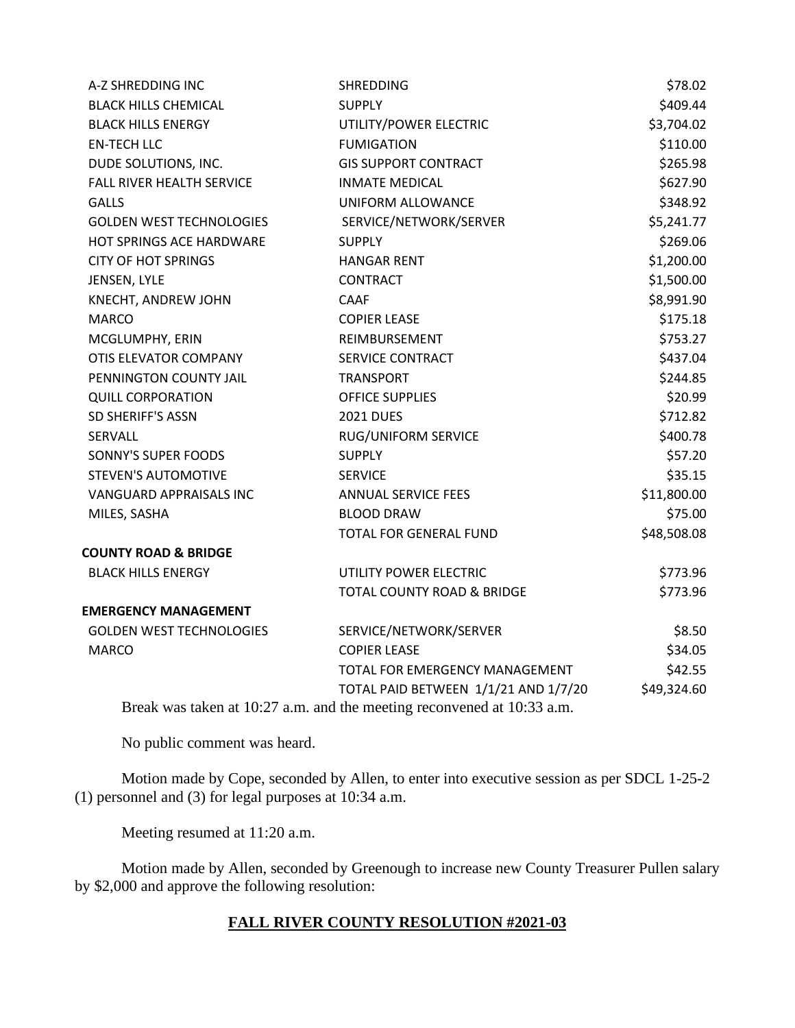| | | |
|---|---|---|
| A-Z SHREDDING INC | SHREDDING | $78.02 |
| BLACK HILLS CHEMICAL | SUPPLY | $409.44 |
| BLACK HILLS ENERGY | UTILITY/POWER ELECTRIC | $3,704.02 |
| EN-TECH LLC | FUMIGATION | $110.00 |
| DUDE SOLUTIONS, INC. | GIS SUPPORT CONTRACT | $265.98 |
| FALL RIVER HEALTH SERVICE | INMATE MEDICAL | $627.90 |
| GALLS | UNIFORM ALLOWANCE | $348.92 |
| GOLDEN WEST TECHNOLOGIES | SERVICE/NETWORK/SERVER | $5,241.77 |
| HOT SPRINGS ACE HARDWARE | SUPPLY | $269.06 |
| CITY OF HOT SPRINGS | HANGAR RENT | $1,200.00 |
| JENSEN, LYLE | CONTRACT | $1,500.00 |
| KNECHT, ANDREW JOHN | CAAF | $8,991.90 |
| MARCO | COPIER LEASE | $175.18 |
| MCGLUMPHY, ERIN | REIMBURSEMENT | $753.27 |
| OTIS ELEVATOR COMPANY | SERVICE CONTRACT | $437.04 |
| PENNINGTON COUNTY JAIL | TRANSPORT | $244.85 |
| QUILL CORPORATION | OFFICE SUPPLIES | $20.99 |
| SD SHERIFF'S ASSN | 2021 DUES | $712.82 |
| SERVALL | RUG/UNIFORM SERVICE | $400.78 |
| SONNY'S SUPER FOODS | SUPPLY | $57.20 |
| STEVEN'S AUTOMOTIVE | SERVICE | $35.15 |
| VANGUARD APPRAISALS INC | ANNUAL SERVICE FEES | $11,800.00 |
| MILES, SASHA | BLOOD DRAW | $75.00 |
| | TOTAL FOR GENERAL FUND | $48,508.08 |
| **COUNTY ROAD & BRIDGE** | | |
| BLACK HILLS ENERGY | UTILITY POWER ELECTRIC | $773.96 |
| | TOTAL COUNTY ROAD & BRIDGE | $773.96 |
| **EMERGENCY MANAGEMENT** | | |
| GOLDEN WEST TECHNOLOGIES | SERVICE/NETWORK/SERVER | $8.50 |
| MARCO | COPIER LEASE | $34.05 |
| | TOTAL FOR EMERGENCY MANAGEMENT | $42.55 |
| | TOTAL PAID BETWEEN 1/1/21 AND 1/7/20 | $49,324.60 |

Break was taken at 10:27 a.m. and the meeting reconvened at 10:33 a.m.

No public comment was heard.

Motion made by Cope, seconded by Allen, to enter into executive session as per SDCL 1-25-2 (1) personnel and (3) for legal purposes at 10:34 a.m.

Meeting resumed at 11:20 a.m.

Motion made by Allen, seconded by Greenough to increase new County Treasurer Pullen salary by $2,000 and approve the following resolution:

**FALL RIVER COUNTY RESOLUTION #2021-03**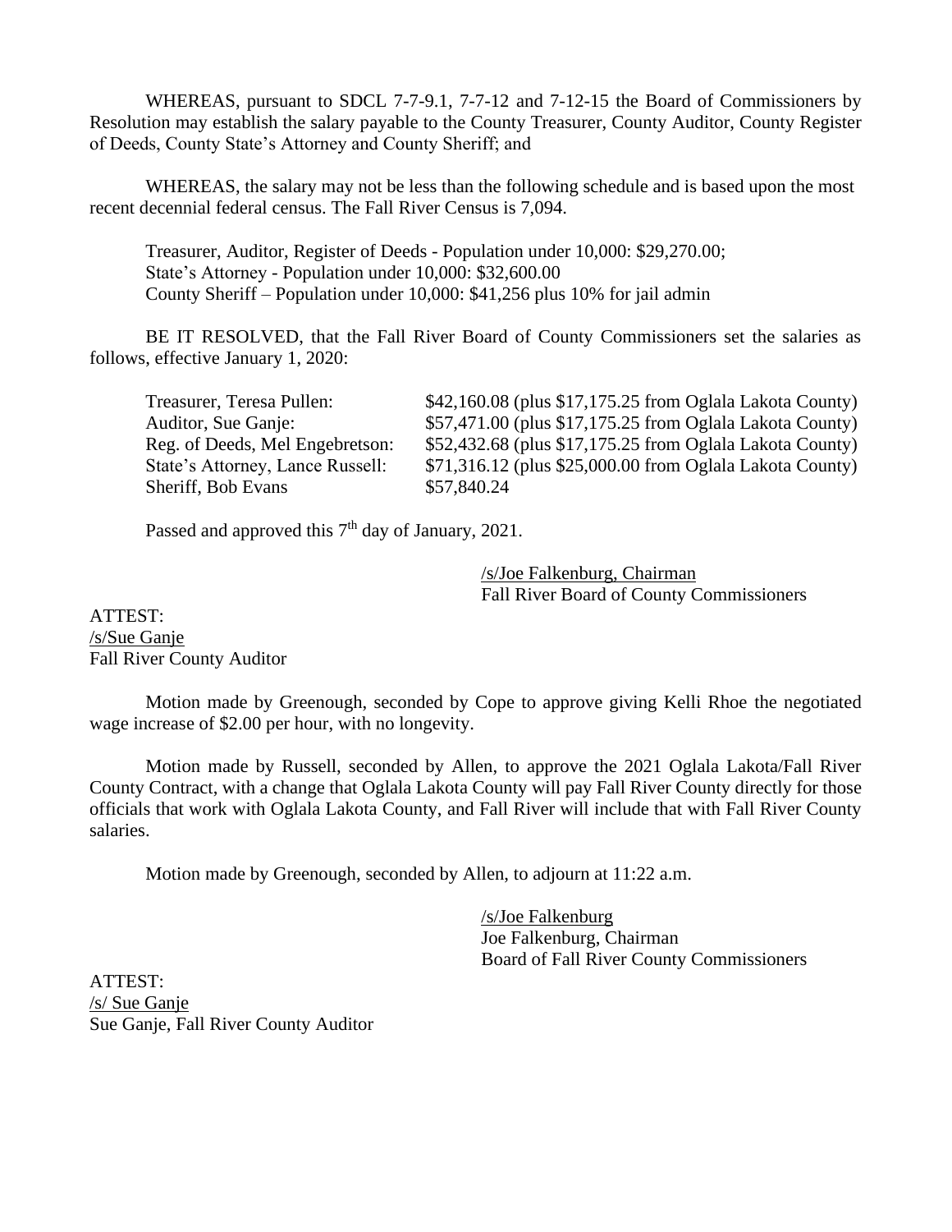WHEREAS, pursuant to SDCL 7-7-9.1, 7-7-12 and 7-12-15 the Board of Commissioners by Resolution may establish the salary payable to the County Treasurer, County Auditor, County Register of Deeds, County State's Attorney and County Sheriff; and

WHEREAS, the salary may not be less than the following schedule and is based upon the most recent decennial federal census. The Fall River Census is 7,094.

Treasurer, Auditor, Register of Deeds - Population under 10,000: $29,270.00;
State's Attorney - Population under 10,000: $32,600.00
County Sheriff – Population under 10,000: $41,256 plus 10% for jail admin

BE IT RESOLVED, that the Fall River Board of County Commissioners set the salaries as follows, effective January 1, 2020:

| | |
|---|---|
| Treasurer, Teresa Pullen: | $42,160.08 (plus $17,175.25 from Oglala Lakota County) |
| Auditor, Sue Ganje: | $57,471.00 (plus $17,175.25 from Oglala Lakota County) |
| Reg. of Deeds, Mel Engebretson: | $52,432.68 (plus $17,175.25 from Oglala Lakota County) |
| State's Attorney, Lance Russell: | $71,316.12 (plus $25,000.00 from Oglala Lakota County) |
| Sheriff, Bob Evans | $57,840.24 |

Passed and approved this 7th day of January, 2021.

/s/Joe Falkenburg, Chairman
Fall River Board of County Commissioners

ATTEST:
/s/Sue Ganje
Fall River County Auditor

Motion made by Greenough, seconded by Cope to approve giving Kelli Rhoe the negotiated wage increase of $2.00 per hour, with no longevity.

Motion made by Russell, seconded by Allen, to approve the 2021 Oglala Lakota/Fall River County Contract, with a change that Oglala Lakota County will pay Fall River County directly for those officials that work with Oglala Lakota County, and Fall River will include that with Fall River County salaries.

Motion made by Greenough, seconded by Allen, to adjourn at 11:22 a.m.

/s/Joe Falkenburg
Joe Falkenburg, Chairman
Board of Fall River County Commissioners

ATTEST:
/s/ Sue Ganje
Sue Ganje, Fall River County Auditor